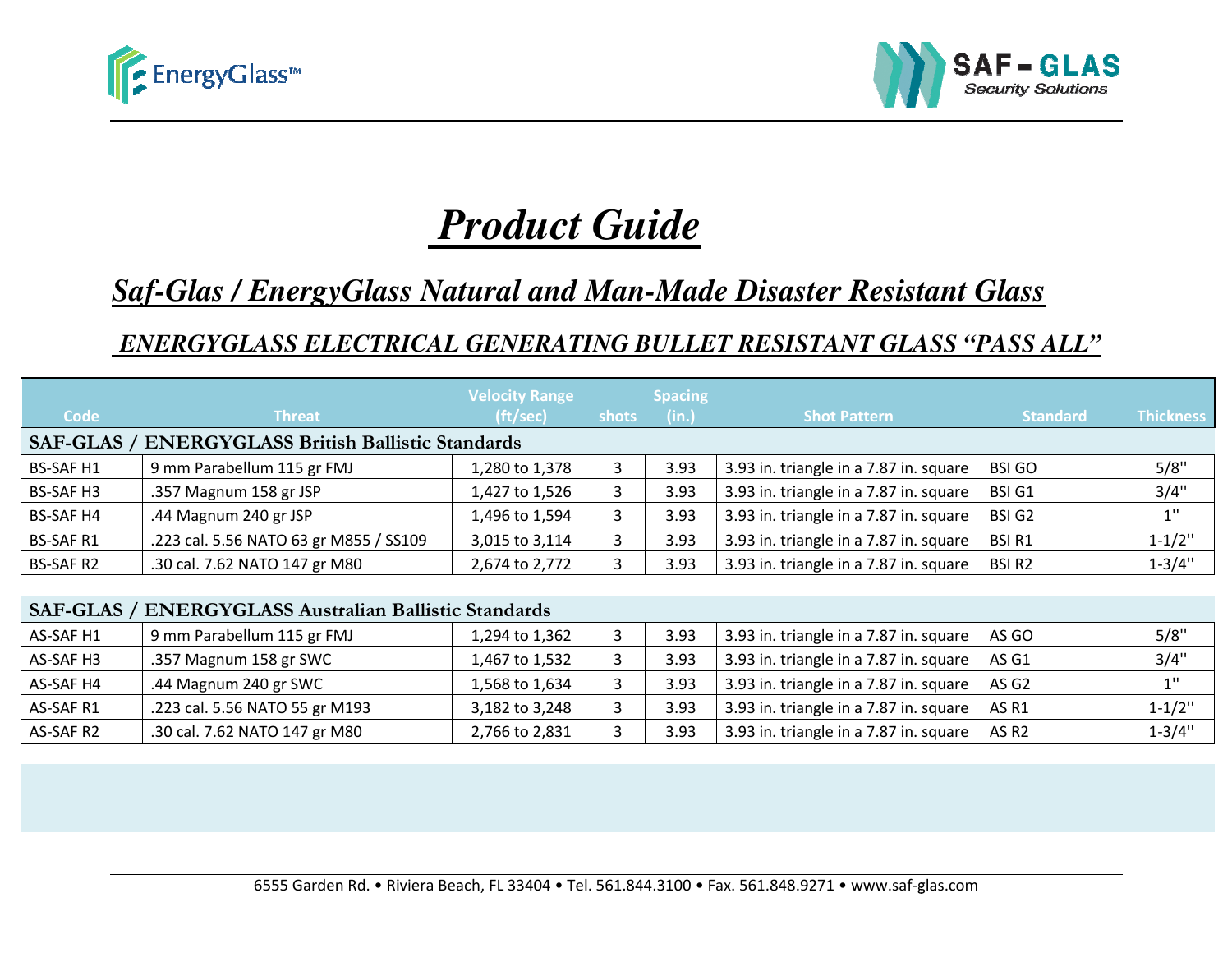EnergyGlass™

SAF - GLAS
Security Solutions

# *Product Guide*

## *Saf-Glas / EnergyGlass Natural and Man-Made Disaster Resistant Glass*

### *ENERGYGLASS ELECTRICAL GENERATING BULLET RESISTANT GLASS "PASS ALL"*

| Code | Threat | Velocity Range (ft/sec) | shots | Spacing (in.) | Shot Pattern | Standard | Thickness |
|---|---|---|---|---|---|---|---|
| **SAF-GLAS / ENERGYGLASS British Ballistic Standards** | | | | | | | |
| BS-SAF H1 | 9 mm Parabellum 115 gr FMJ | 1,280 to 1,378 | 3 | 3.93 | 3.93 in. triangle in a 7.87 in. square | BSI GO | 5/8" |
| BS-SAF H3 | .357 Magnum 158 gr JSP | 1,427 to 1,526 | 3 | 3.93 | 3.93 in. triangle in a 7.87 in. square | BSI G1 | 3/4" |
| BS-SAF H4 | .44 Magnum 240 gr JSP | 1,496 to 1,594 | 3 | 3.93 | 3.93 in. triangle in a 7.87 in. square | BSI G2 | 1" |
| BS-SAF R1 | .223 cal. 5.56 NATO 63 gr M855 / SS109 | 3,015 to 3,114 | 3 | 3.93 | 3.93 in. triangle in a 7.87 in. square | BSI R1 | 1-1/2" |
| BS-SAF R2 | .30 cal. 7.62 NATO 147 gr M80 | 2,674 to 2,772 | 3 | 3.93 | 3.93 in. triangle in a 7.87 in. square | BSI R2 | 1-3/4" |
| **SAF-GLAS / ENERGYGLASS Australian Ballistic Standards** | | | | | | | |
| AS-SAF H1 | 9 mm Parabellum 115 gr FMJ | 1,294 to 1,362 | 3 | 3.93 | 3.93 in. triangle in a 7.87 in. square | AS GO | 5/8" |
| AS-SAF H3 | .357 Magnum 158 gr SWC | 1,467 to 1,532 | 3 | 3.93 | 3.93 in. triangle in a 7.87 in. square | AS G1 | 3/4" |
| AS-SAF H4 | .44 Magnum 240 gr SWC | 1,568 to 1,634 | 3 | 3.93 | 3.93 in. triangle in a 7.87 in. square | AS G2 | 1" |
| AS-SAF R1 | .223 cal. 5.56 NATO 55 gr M193 | 3,182 to 3,248 | 3 | 3.93 | 3.93 in. triangle in a 7.87 in. square | AS R1 | 1-1/2" |
| AS-SAF R2 | .30 cal. 7.62 NATO 147 gr M80 | 2,766 to 2,831 | 3 | 3.93 | 3.93 in. triangle in a 7.87 in. square | AS R2 | 1-3/4" |

6555 Garden Rd. • Riviera Beach, FL 33404 • Tel. 561.844.3100 • Fax. 561.848.9271 • www.saf-glas.com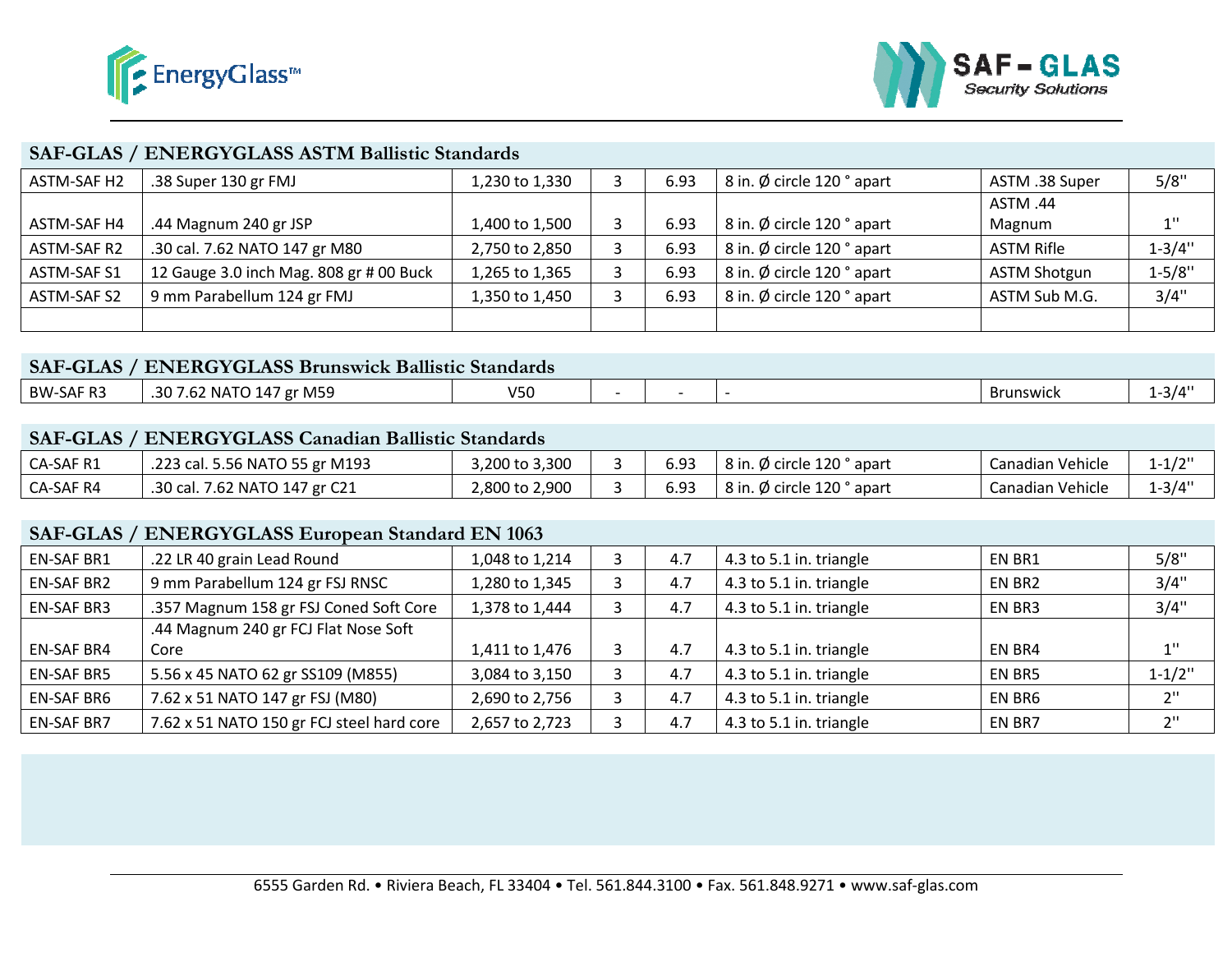## SAF-GLAS / ENERGYGLASS ASTM Ballistic Standards

| | | | | | | | |
|---|---|---|---|---|---|---|---|
| ASTM-SAF H2 | .38 Super 130 gr FMJ | 1,230 to 1,330 | 3 | 6.93 | 8 in. Ø circle 120 ° apart | ASTM .38 Super | 5/8" |
| ASTM-SAF H4 | .44 Magnum 240 gr JSP | 1,400 to 1,500 | 3 | 6.93 | 8 in. Ø circle 120 ° apart | ASTM .44 Magnum | 1" |
| ASTM-SAF R2 | .30 cal. 7.62 NATO 147 gr M80 | 2,750 to 2,850 | 3 | 6.93 | 8 in. Ø circle 120 ° apart | ASTM Rifle | 1-3/4" |
| ASTM-SAF S1 | 12 Gauge 3.0 inch Mag. 808 gr # 00 Buck | 1,265 to 1,365 | 3 | 6.93 | 8 in. Ø circle 120 ° apart | ASTM Shotgun | 1-5/8" |
| ASTM-SAF S2 | 9 mm Parabellum 124 gr FMJ | 1,350 to 1,450 | 3 | 6.93 | 8 in. Ø circle 120 ° apart | ASTM Sub M.G. | 3/4" |
| | | | | | | | |

## SAF-GLAS / ENERGYGLASS Brunswick Ballistic Standards

| | | | | | | | |
|---|---|---|---|---|---|---|---|
| BW-SAF R3 | .30 7.62 NATO 147 gr M59 | V50 | - | - | - | Brunswick | 1-3/4" |

## SAF-GLAS / ENERGYGLASS Canadian Ballistic Standards

| | | | | | | | |
|---|---|---|---|---|---|---|---|
| CA-SAF R1 | .223 cal. 5.56 NATO 55 gr M193 | 3,200 to 3,300 | 3 | 6.93 | 8 in. Ø circle 120 ° apart | Canadian Vehicle | 1-1/2" |
| CA-SAF R4 | .30 cal. 7.62 NATO 147 gr C21 | 2,800 to 2,900 | 3 | 6.93 | 8 in. Ø circle 120 ° apart | Canadian Vehicle | 1-3/4" |

## SAF-GLAS / ENERGYGLASS European Standard EN 1063

| | | | | | | | |
|---|---|---|---|---|---|---|---|
| EN-SAF BR1 | .22 LR 40 grain Lead Round | 1,048 to 1,214 | 3 | 4.7 | 4.3 to 5.1 in. triangle | EN BR1 | 5/8" |
| EN-SAF BR2 | 9 mm Parabellum 124 gr FSJ RNSC | 1,280 to 1,345 | 3 | 4.7 | 4.3 to 5.1 in. triangle | EN BR2 | 3/4" |
| EN-SAF BR3 | .357 Magnum 158 gr FSJ Coned Soft Core | 1,378 to 1,444 | 3 | 4.7 | 4.3 to 5.1 in. triangle | EN BR3 | 3/4" |
| EN-SAF BR4 | .44 Magnum 240 gr FCJ Flat Nose Soft Core | 1,411 to 1,476 | 3 | 4.7 | 4.3 to 5.1 in. triangle | EN BR4 | 1" |
| EN-SAF BR5 | 5.56 x 45 NATO 62 gr SS109 (M855) | 3,084 to 3,150 | 3 | 4.7 | 4.3 to 5.1 in. triangle | EN BR5 | 1-1/2" |
| EN-SAF BR6 | 7.62 x 51 NATO 147 gr FSJ (M80) | 2,690 to 2,756 | 3 | 4.7 | 4.3 to 5.1 in. triangle | EN BR6 | 2" |
| EN-SAF BR7 | 7.62 x 51 NATO 150 gr FCJ steel hard core | 2,657 to 2,723 | 3 | 4.7 | 4.3 to 5.1 in. triangle | EN BR7 | 2" |

6555 Garden Rd. • Riviera Beach, FL 33404 • Tel. 561.844.3100 • Fax. 561.848.9271 • www.saf-glas.com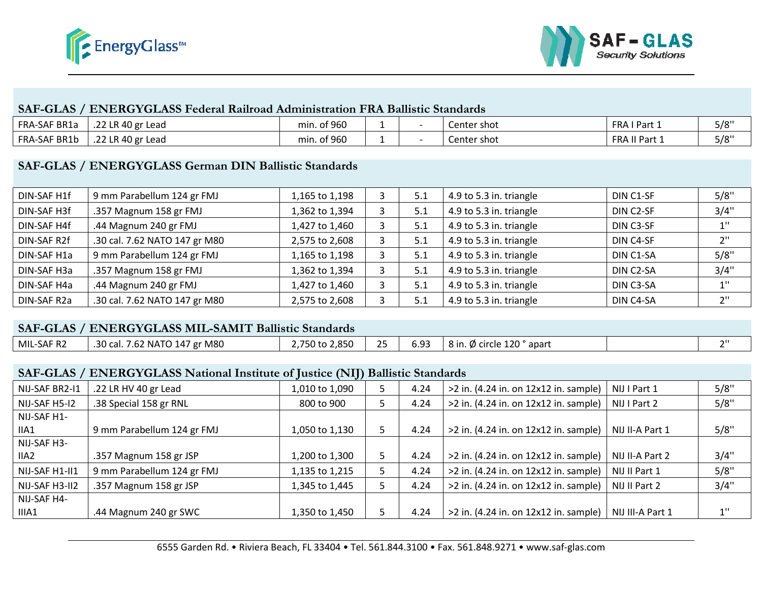## SAF-GLAS / ENERGYGLASS Federal Railroad Administration FRA Ballistic Standards

| | | | | | | | |
|---|---|---|---|---|---|---|---|
| FRA-SAF BR1a | .22 LR 40 gr Lead | min. of 960 | 1 | - | Center shot | FRA I Part 1 | 5/8" |
| FRA-SAF BR1b | .22 LR 40 gr Lead | min. of 960 | 1 | - | Center shot | FRA II Part 1 | 5/8" |

## SAF-GLAS / ENERGYGLASS German DIN Ballistic Standards

| | | | | | | | |
|---|---|---|---|---|---|---|---|
| DIN-SAF H1f | 9 mm Parabellum 124 gr FMJ | 1,165 to 1,198 | 3 | 5.1 | 4.9 to 5.3 in. triangle | DIN C1-SF | 5/8" |
| DIN-SAF H3f | .357 Magnum 158 gr FMJ | 1,362 to 1,394 | 3 | 5.1 | 4.9 to 5.3 in. triangle | DIN C2-SF | 3/4" |
| DIN-SAF H4f | .44 Magnum 240 gr FMJ | 1,427 to 1,460 | 3 | 5.1 | 4.9 to 5.3 in. triangle | DIN C3-SF | 1" |
| DIN-SAF R2f | .30 cal. 7.62 NATO 147 gr M80 | 2,575 to 2,608 | 3 | 5.1 | 4.9 to 5.3 in. triangle | DIN C4-SF | 2" |
| DIN-SAF H1a | 9 mm Parabellum 124 gr FMJ | 1,165 to 1,198 | 3 | 5.1 | 4.9 to 5.3 in. triangle | DIN C1-SA | 5/8" |
| DIN-SAF H3a | .357 Magnum 158 gr FMJ | 1,362 to 1,394 | 3 | 5.1 | 4.9 to 5.3 in. triangle | DIN C2-SA | 3/4" |
| DIN-SAF H4a | .44 Magnum 240 gr FMJ | 1,427 to 1,460 | 3 | 5.1 | 4.9 to 5.3 in. triangle | DIN C3-SA | 1" |
| DIN-SAF R2a | .30 cal. 7.62 NATO 147 gr M80 | 2,575 to 2,608 | 3 | 5.1 | 4.9 to 5.3 in. triangle | DIN C4-SA | 2" |

## SAF-GLAS / ENERGYGLASS MIL-SAMIT Ballistic Standards

| | | | | | | | |
|---|---|---|---|---|---|---|---|
| MIL-SAF R2 | .30 cal. 7.62 NATO 147 gr M80 | 2,750 to 2,850 | 25 | 6.93 | 8 in. Ø circle 120 ° apart | | 2" |

## SAF-GLAS / ENERGYGLASS National Institute of Justice (NIJ) Ballistic Standards

| | | | | | | | |
|---|---|---|---|---|---|---|---|
| NIJ-SAF BR2-I1 | .22 LR HV 40 gr Lead | 1,010 to 1,090 | 5 | 4.24 | >2 in. (4.24 in. on 12x12 in. sample) | NIJ I Part 1 | 5/8" |
| NIJ-SAF H5-I2 | .38 Special 158 gr RNL | 800 to 900 | 5 | 4.24 | >2 in. (4.24 in. on 12x12 in. sample) | NIJ I Part 2 | 5/8" |
| NIJ-SAF H1-IIA1 | 9 mm Parabellum 124 gr FMJ | 1,050 to 1,130 | 5 | 4.24 | >2 in. (4.24 in. on 12x12 in. sample) | NIJ II-A Part 1 | 5/8" |
| NIJ-SAF H3-IIA2 | .357 Magnum 158 gr JSP | 1,200 to 1,300 | 5 | 4.24 | >2 in. (4.24 in. on 12x12 in. sample) | NIJ II-A Part 2 | 3/4" |
| NIJ-SAF H1-II1 | 9 mm Parabellum 124 gr FMJ | 1,135 to 1,215 | 5 | 4.24 | >2 in. (4.24 in. on 12x12 in. sample) | NIJ II Part 1 | 5/8" |
| NIJ-SAF H3-II2 | .357 Magnum 158 gr JSP | 1,345 to 1,445 | 5 | 4.24 | >2 in. (4.24 in. on 12x12 in. sample) | NIJ II Part 2 | 3/4" |
| NIJ-SAF H4-IIIA1 | .44 Magnum 240 gr SWC | 1,350 to 1,450 | 5 | 4.24 | >2 in. (4.24 in. on 12x12 in. sample) | NIJ III-A Part 1 | 1" |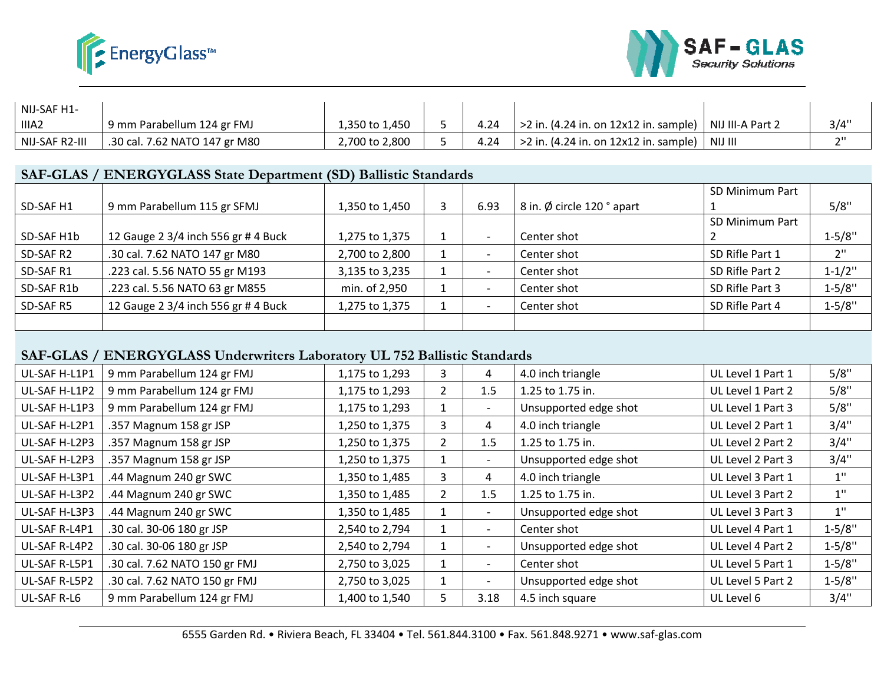| | | | | | | | |
|---|---|---|---|---|---|---|---|
| NIJ-SAF H1-IIIA2 | 9 mm Parabellum 124 gr FMJ | 1,350 to 1,450 | 5 | 4.24 | >2 in. (4.24 in. on 12x12 in. sample) | NIJ III-A Part 2 | 3/4" |
| NIJ-SAF R2-III | .30 cal. 7.62 NATO 147 gr M80 | 2,700 to 2,800 | 5 | 4.24 | >2 in. (4.24 in. on 12x12 in. sample) | NIJ III | 2" |

## SAF-GLAS / ENERGYGLASS State Department (SD) Ballistic Standards

| | | | | | | | |
|---|---|---|---|---|---|---|---|
| SD-SAF H1 | 9 mm Parabellum 115 gr SFMJ | 1,350 to 1,450 | 3 | 6.93 | 8 in. Ø circle 120 ° apart | SD Minimum Part 1 | 5/8" |
| SD-SAF H1b | 12 Gauge 2 3/4 inch 556 gr # 4 Buck | 1,275 to 1,375 | 1 | - | Center shot | SD Minimum Part 2 | 1-5/8" |
| SD-SAF R2 | .30 cal. 7.62 NATO 147 gr M80 | 2,700 to 2,800 | 1 | - | Center shot | SD Rifle Part 1 | 2" |
| SD-SAF R1 | .223 cal. 5.56 NATO 55 gr M193 | 3,135 to 3,235 | 1 | - | Center shot | SD Rifle Part 2 | 1-1/2" |
| SD-SAF R1b | .223 cal. 5.56 NATO 63 gr M855 | min. of 2,950 | 1 | - | Center shot | SD Rifle Part 3 | 1-5/8" |
| SD-SAF R5 | 12 Gauge 2 3/4 inch 556 gr # 4 Buck | 1,275 to 1,375 | 1 | - | Center shot | SD Rifle Part 4 | 1-5/8" |
| | | | | | | | |

## SAF-GLAS / ENERGYGLASS Underwriters Laboratory UL 752 Ballistic Standards

| | | | | | | | |
|---|---|---|---|---|---|---|---|
| UL-SAF H-L1P1 | 9 mm Parabellum 124 gr FMJ | 1,175 to 1,293 | 3 | 4 | 4.0 inch triangle | UL Level 1 Part 1 | 5/8" |
| UL-SAF H-L1P2 | 9 mm Parabellum 124 gr FMJ | 1,175 to 1,293 | 2 | 1.5 | 1.25 to 1.75 in. | UL Level 1 Part 2 | 5/8" |
| UL-SAF H-L1P3 | 9 mm Parabellum 124 gr FMJ | 1,175 to 1,293 | 1 | - | Unsupported edge shot | UL Level 1 Part 3 | 5/8" |
| UL-SAF H-L2P1 | .357 Magnum 158 gr JSP | 1,250 to 1,375 | 3 | 4 | 4.0 inch triangle | UL Level 2 Part 1 | 3/4" |
| UL-SAF H-L2P3 | .357 Magnum 158 gr JSP | 1,250 to 1,375 | 2 | 1.5 | 1.25 to 1.75 in. | UL Level 2 Part 2 | 3/4" |
| UL-SAF H-L2P3 | .357 Magnum 158 gr JSP | 1,250 to 1,375 | 1 | - | Unsupported edge shot | UL Level 2 Part 3 | 3/4" |
| UL-SAF H-L3P1 | .44 Magnum 240 gr SWC | 1,350 to 1,485 | 3 | 4 | 4.0 inch triangle | UL Level 3 Part 1 | 1" |
| UL-SAF H-L3P2 | .44 Magnum 240 gr SWC | 1,350 to 1,485 | 2 | 1.5 | 1.25 to 1.75 in. | UL Level 3 Part 2 | 1" |
| UL-SAF H-L3P3 | .44 Magnum 240 gr SWC | 1,350 to 1,485 | 1 | - | Unsupported edge shot | UL Level 3 Part 3 | 1" |
| UL-SAF R-L4P1 | .30 cal. 30-06 180 gr JSP | 2,540 to 2,794 | 1 | - | Center shot | UL Level 4 Part 1 | 1-5/8" |
| UL-SAF R-L4P2 | .30 cal. 30-06 180 gr JSP | 2,540 to 2,794 | 1 | - | Unsupported edge shot | UL Level 4 Part 2 | 1-5/8" |
| UL-SAF R-L5P1 | .30 cal. 7.62 NATO 150 gr FMJ | 2,750 to 3,025 | 1 | - | Center shot | UL Level 5 Part 1 | 1-5/8" |
| UL-SAF R-L5P2 | .30 cal. 7.62 NATO 150 gr FMJ | 2,750 to 3,025 | 1 | - | Unsupported edge shot | UL Level 5 Part 2 | 1-5/8" |
| UL-SAF R-L6 | 9 mm Parabellum 124 gr FMJ | 1,400 to 1,540 | 5 | 3.18 | 4.5 inch square | UL Level 6 | 3/4" |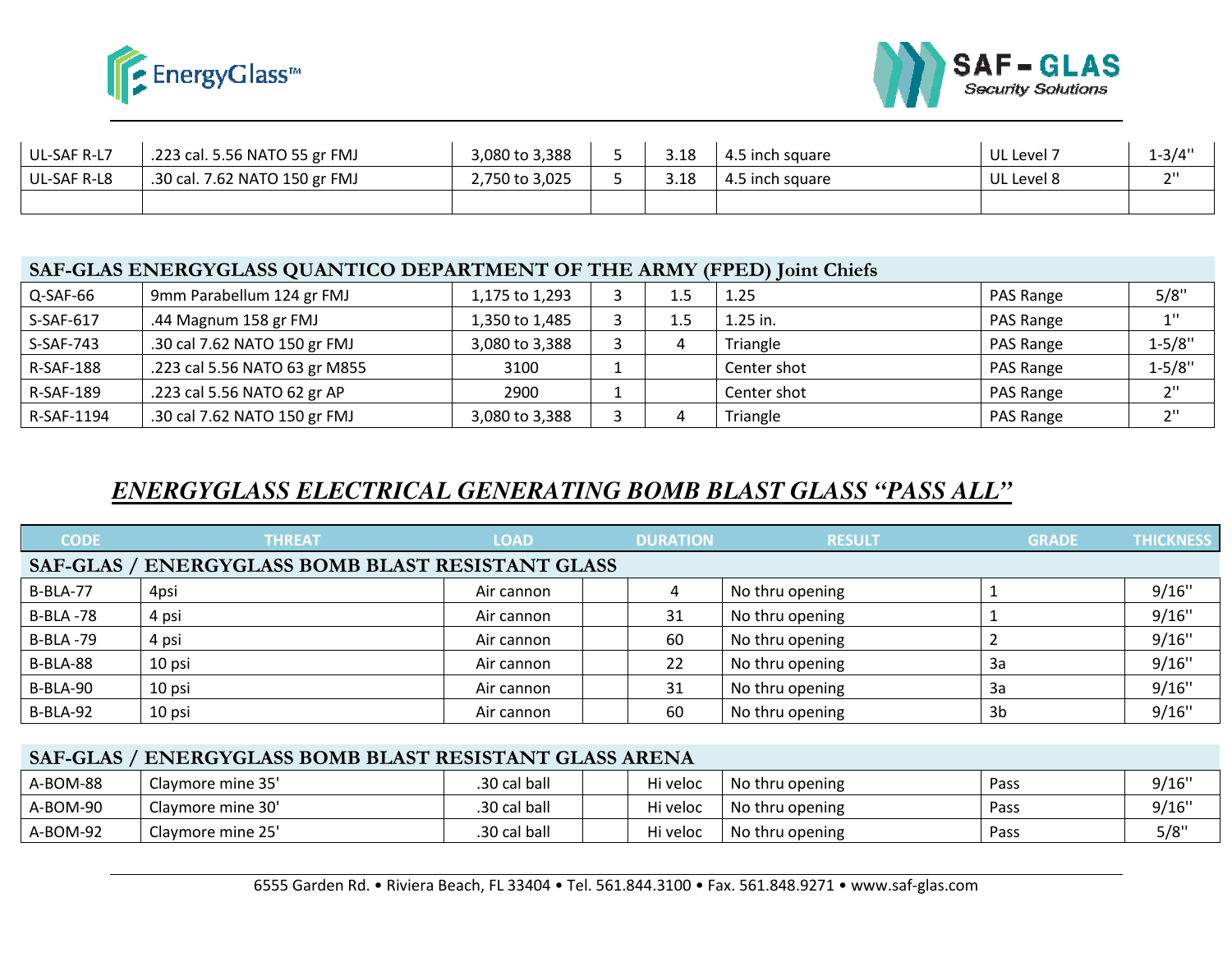| | | | | | | | |
|---|---|---|---|---|---|---|---|
| UL-SAF R-L7 | .223 cal. 5.56 NATO 55 gr FMJ | 3,080 to 3,388 | 5 | 3.18 | 4.5 inch square | UL Level 7 | 1-3/4" |
| UL-SAF R-L8 | .30 cal. 7.62 NATO 150 gr FMJ | 2,750 to 3,025 | 5 | 3.18 | 4.5 inch square | UL Level 8 | 2" |
| | | | | | | | |

| SAF-GLAS ENERGYGLASS QUANTICO DEPARTMENT OF THE ARMY (FPED) Joint Chiefs | | | | | | | |
|---|---|---|---|---|---|---|---|
| Q-SAF-66 | 9mm Parabellum 124 gr FMJ | 1,175 to 1,293 | 3 | 1.5 | 1.25 | PAS Range | 5/8" |
| S-SAF-617 | .44 Magnum 158 gr FMJ | 1,350 to 1,485 | 3 | 1.5 | 1.25 in. | PAS Range | 1" |
| S-SAF-743 | .30 cal 7.62 NATO 150 gr FMJ | 3,080 to 3,388 | 3 | 4 | Triangle | PAS Range | 1-5/8" |
| R-SAF-188 | .223 cal 5.56 NATO 63 gr M855 | 3100 | 1 | | Center shot | PAS Range | 1-5/8" |
| R-SAF-189 | .223 cal 5.56 NATO 62 gr AP | 2900 | 1 | | Center shot | PAS Range | 2" |
| R-SAF-1194 | .30 cal 7.62 NATO 150 gr FMJ | 3,080 to 3,388 | 3 | 4 | Triangle | PAS Range | 2" |

## *ENERGYGLASS ELECTRICAL GENERATING BOMB BLAST GLASS "PASS ALL"*

| CODE | THREAT | LOAD | | DURATION | RESULT | GRADE | THICKNESS |
|---|---|---|---|---|---|---|---|
| **SAF-GLAS / ENERGYGLASS BOMB BLAST RESISTANT GLASS** | | | | | | | |
| B-BLA-77 | 4psi | Air cannon | | 4 | No thru opening | 1 | 9/16" |
| B-BLA -78 | 4 psi | Air cannon | | 31 | No thru opening | 1 | 9/16" |
| B-BLA -79 | 4 psi | Air cannon | | 60 | No thru opening | 2 | 9/16" |
| B-BLA-88 | 10 psi | Air cannon | | 22 | No thru opening | 3a | 9/16" |
| B-BLA-90 | 10 psi | Air cannon | | 31 | No thru opening | 3a | 9/16" |
| B-BLA-92 | 10 psi | Air cannon | | 60 | No thru opening | 3b | 9/16" |

| SAF-GLAS / ENERGYGLASS BOMB BLAST RESISTANT GLASS ARENA | | | | | | | |
|---|---|---|---|---|---|---|---|
| A-BOM-88 | Claymore mine 35' | .30 cal ball | | Hi veloc | No thru opening | Pass | 9/16" |
| A-BOM-90 | Claymore mine 30' | .30 cal ball | | Hi veloc | No thru opening | Pass | 9/16" |
| A-BOM-92 | Claymore mine 25' | .30 cal ball | | Hi veloc | No thru opening | Pass | 5/8" |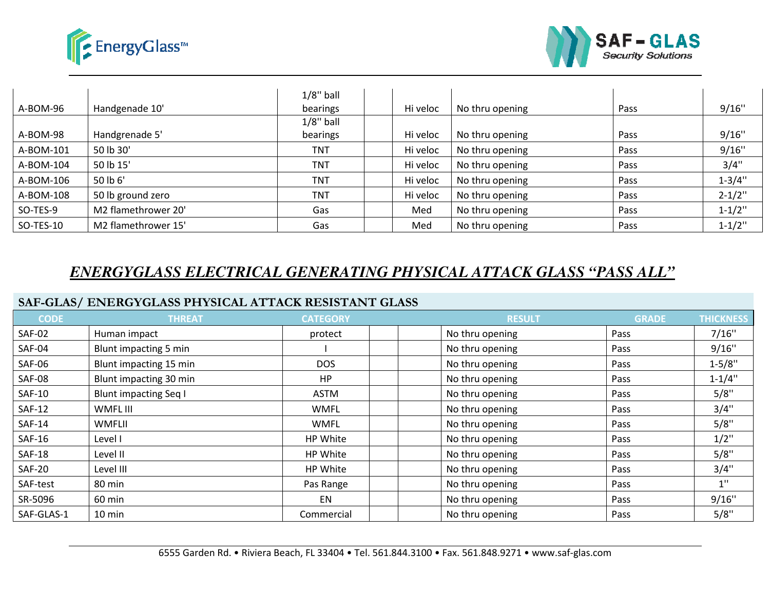| | | | | | | | |
|---|---|---|---|---|---|---|---|
| A-BOM-96 | Handgenade 10' | 1/8'' ball bearings | | Hi veloc | No thru opening | Pass | 9/16'' |
| A-BOM-98 | Handgrenade 5' | 1/8'' ball bearings | | Hi veloc | No thru opening | Pass | 9/16'' |
| A-BOM-101 | 50 lb 30' | TNT | | Hi veloc | No thru opening | Pass | 9/16'' |
| A-BOM-104 | 50 lb 15' | TNT | | Hi veloc | No thru opening | Pass | 3/4'' |
| A-BOM-106 | 50 lb 6' | TNT | | Hi veloc | No thru opening | Pass | 1-3/4'' |
| A-BOM-108 | 50 lb ground zero | TNT | | Hi veloc | No thru opening | Pass | 2-1/2'' |
| SO-TES-9 | M2 flamethrower 20' | Gas | | Med | No thru opening | Pass | 1-1/2'' |
| SO-TES-10 | M2 flamethrower 15' | Gas | | Med | No thru opening | Pass | 1-1/2'' |

## *ENERGYGLASS ELECTRICAL GENERATING PHYSICAL ATTACK GLASS "PASS ALL"*

**SAF-GLAS/ ENERGYGLASS PHYSICAL ATTACK RESISTANT GLASS**

| CODE | THREAT | CATEGORY | | | RESULT | GRADE | THICKNESS |
|---|---|---|---|---|---|---|---|
| SAF-02 | Human impact | protect | | | No thru opening | Pass | 7/16'' |
| SAF-04 | Blunt impacting 5 min | I | | | No thru opening | Pass | 9/16'' |
| SAF-06 | Blunt impacting 15 min | DOS | | | No thru opening | Pass | 1-5/8'' |
| SAF-08 | Blunt impacting 30 min | HP | | | No thru opening | Pass | 1-1/4'' |
| SAF-10 | Blunt impacting Seq I | ASTM | | | No thru opening | Pass | 5/8'' |
| SAF-12 | WMFL III | WMFL | | | No thru opening | Pass | 3/4'' |
| SAF-14 | WMFLII | WMFL | | | No thru opening | Pass | 5/8'' |
| SAF-16 | Level I | HP White | | | No thru opening | Pass | 1/2'' |
| SAF-18 | Level II | HP White | | | No thru opening | Pass | 5/8'' |
| SAF-20 | Level III | HP White | | | No thru opening | Pass | 3/4'' |
| SAF-test | 80 min | Pas Range | | | No thru opening | Pass | 1'' |
| SR-5096 | 60 min | EN | | | No thru opening | Pass | 9/16'' |
| SAF-GLAS-1 | 10 min | Commercial | | | No thru opening | Pass | 5/8'' |

6555 Garden Rd. • Riviera Beach, FL 33404 • Tel. 561.844.3100 • Fax. 561.848.9271 • www.saf-glas.com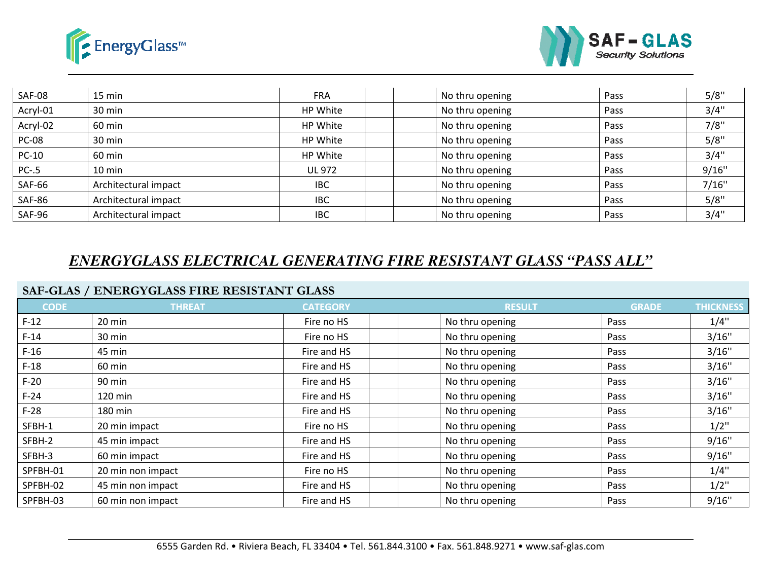| SAF-08 | 15 min | FRA | | | No thru opening | Pass | 5/8" |
|---|---|---|---|---|---|---|---|
| Acryl-01 | 30 min | HP White | | | No thru opening | Pass | 3/4" |
| Acryl-02 | 60 min | HP White | | | No thru opening | Pass | 7/8" |
| PC-08 | 30 min | HP White | | | No thru opening | Pass | 5/8" |
| PC-10 | 60 min | HP White | | | No thru opening | Pass | 3/4" |
| PC-.5 | 10 min | UL 972 | | | No thru opening | Pass | 9/16" |
| SAF-66 | Architectural impact | IBC | | | No thru opening | Pass | 7/16" |
| SAF-86 | Architectural impact | IBC | | | No thru opening | Pass | 5/8" |
| SAF-96 | Architectural impact | IBC | | | No thru opening | Pass | 3/4" |

## *ENERGYGLASS ELECTRICAL GENERATING FIRE RESISTANT GLASS "PASS ALL"*

### SAF-GLAS / ENERGYGLASS FIRE RESISTANT GLASS

| CODE | THREAT | CATEGORY | | | RESULT | GRADE | THICKNESS |
|---|---|---|---|---|---|---|---|
| F-12 | 20 min | Fire no HS | | | No thru opening | Pass | 1/4" |
| F-14 | 30 min | Fire no HS | | | No thru opening | Pass | 3/16" |
| F-16 | 45 min | Fire and HS | | | No thru opening | Pass | 3/16" |
| F-18 | 60 min | Fire and HS | | | No thru opening | Pass | 3/16" |
| F-20 | 90 min | Fire and HS | | | No thru opening | Pass | 3/16" |
| F-24 | 120 min | Fire and HS | | | No thru opening | Pass | 3/16" |
| F-28 | 180 min | Fire and HS | | | No thru opening | Pass | 3/16" |
| SFBH-1 | 20 min impact | Fire no HS | | | No thru opening | Pass | 1/2" |
| SFBH-2 | 45 min impact | Fire and HS | | | No thru opening | Pass | 9/16" |
| SFBH-3 | 60 min impact | Fire and HS | | | No thru opening | Pass | 9/16" |
| SPFBH-01 | 20 min non impact | Fire no HS | | | No thru opening | Pass | 1/4" |
| SPFBH-02 | 45 min non impact | Fire and HS | | | No thru opening | Pass | 1/2" |
| SPFBH-03 | 60 min non impact | Fire and HS | | | No thru opening | Pass | 9/16" |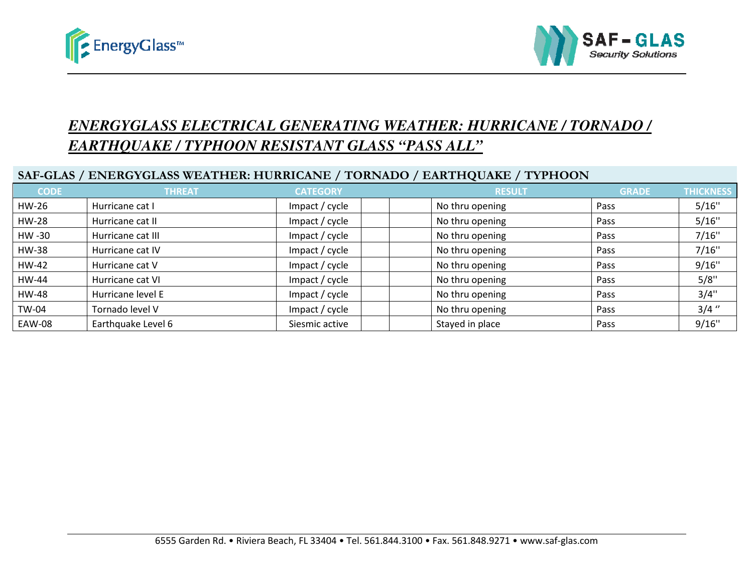# *ENERGYGLASS ELECTRICAL GENERATING WEATHER: HURRICANE / TORNADO / EARTHQUAKE / TYPHOON RESISTANT GLASS "PASS ALL"*

## SAF-GLAS / ENERGYGLASS WEATHER: HURRICANE / TORNADO / EARTHQUAKE / TYPHOON

| CODE | THREAT | CATEGORY | | | RESULT | GRADE | THICKNESS |
|---|---|---|---|---|---|---|---|
| HW-26 | Hurricane cat I | Impact / cycle | | | No thru opening | Pass | 5/16'' |
| HW-28 | Hurricane cat II | Impact / cycle | | | No thru opening | Pass | 5/16'' |
| HW -30 | Hurricane cat III | Impact / cycle | | | No thru opening | Pass | 7/16'' |
| HW-38 | Hurricane cat IV | Impact / cycle | | | No thru opening | Pass | 7/16'' |
| HW-42 | Hurricane cat V | Impact / cycle | | | No thru opening | Pass | 9/16'' |
| HW-44 | Hurricane cat VI | Impact / cycle | | | No thru opening | Pass | 5/8'' |
| HW-48 | Hurricane level E | Impact / cycle | | | No thru opening | Pass | 3/4'' |
| TW-04 | Tornado level V | Impact / cycle | | | No thru opening | Pass | 3/4 " |
| EAW-08 | Earthquake Level 6 | Siesmic active | | | Stayed in place | Pass | 9/16'' |